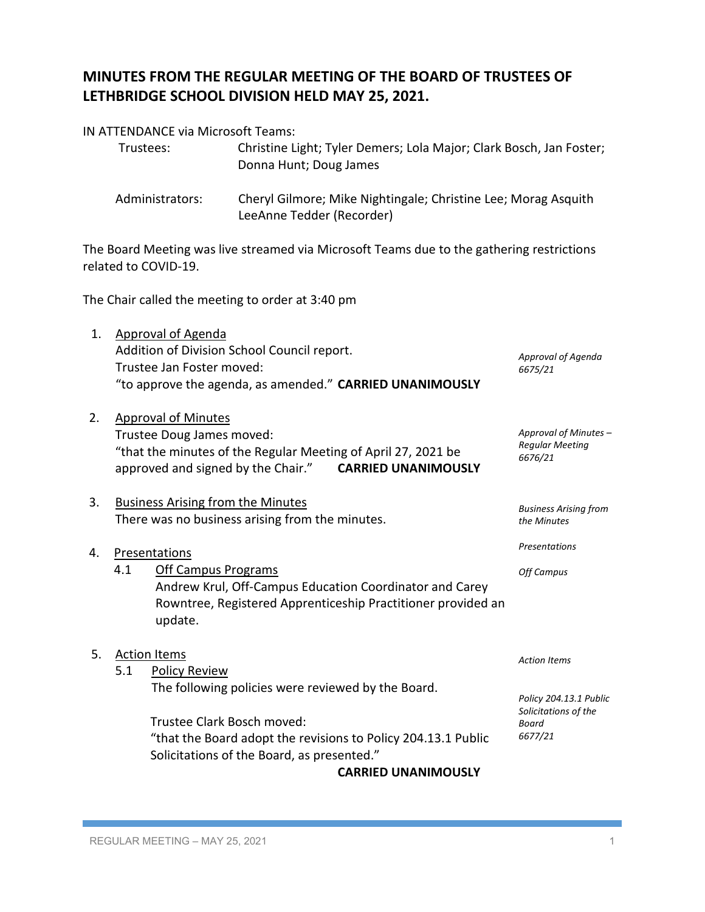# MINUTES FROM THE REGULAR MEETING OF THE BOARD OF TRUSTEES OF LETHBRIDGE SCHOOL DIVISION HELD MAY 25, 2021.

IN ATTENDANCE via Microsoft Teams:

Trustees: Christine Light; Tyler Demers; Lola Major; Clark Bosch, Jan Foster; Donna Hunt; Doug James

Administrators: Cheryl Gilmore; Mike Nightingale; Christine Lee; Morag Asquith LeeAnne Tedder (Recorder)

The Board Meeting was live streamed via Microsoft Teams due to the gathering restrictions related to COVID-19.

The Chair called the meeting to order at 3:40 pm

1. Approval of Agenda
   Addition of Division School Council report.
   Trustee Jan Foster moved:
   "to approve the agenda, as amended." **CARRIED UNANIMOUSLY**

   *Approval of Agenda 6675/21*

2. Approval of Minutes
   Trustee Doug James moved:
   "that the minutes of the Regular Meeting of April 27, 2021 be approved and signed by the Chair." **CARRIED UNANIMOUSLY**

   *Approval of Minutes – Regular Meeting 6676/21*

3. Business Arising from the Minutes
   There was no business arising from the minutes.

   *Business Arising from the Minutes*

4. Presentations

   *Presentations*

   4.1 Off Campus Programs
   Andrew Krul, Off-Campus Education Coordinator and Carey Rowntree, Registered Apprenticeship Practitioner provided an update.

   *Off Campus*

5. Action Items

   *Action Items*

   5.1 Policy Review
   The following policies were reviewed by the Board.

   Trustee Clark Bosch moved:
   "that the Board adopt the revisions to Policy 204.13.1 Public Solicitations of the Board, as presented."
   **CARRIED UNANIMOUSLY**

   *Policy 204.13.1 Public Solicitations of the Board 6677/21*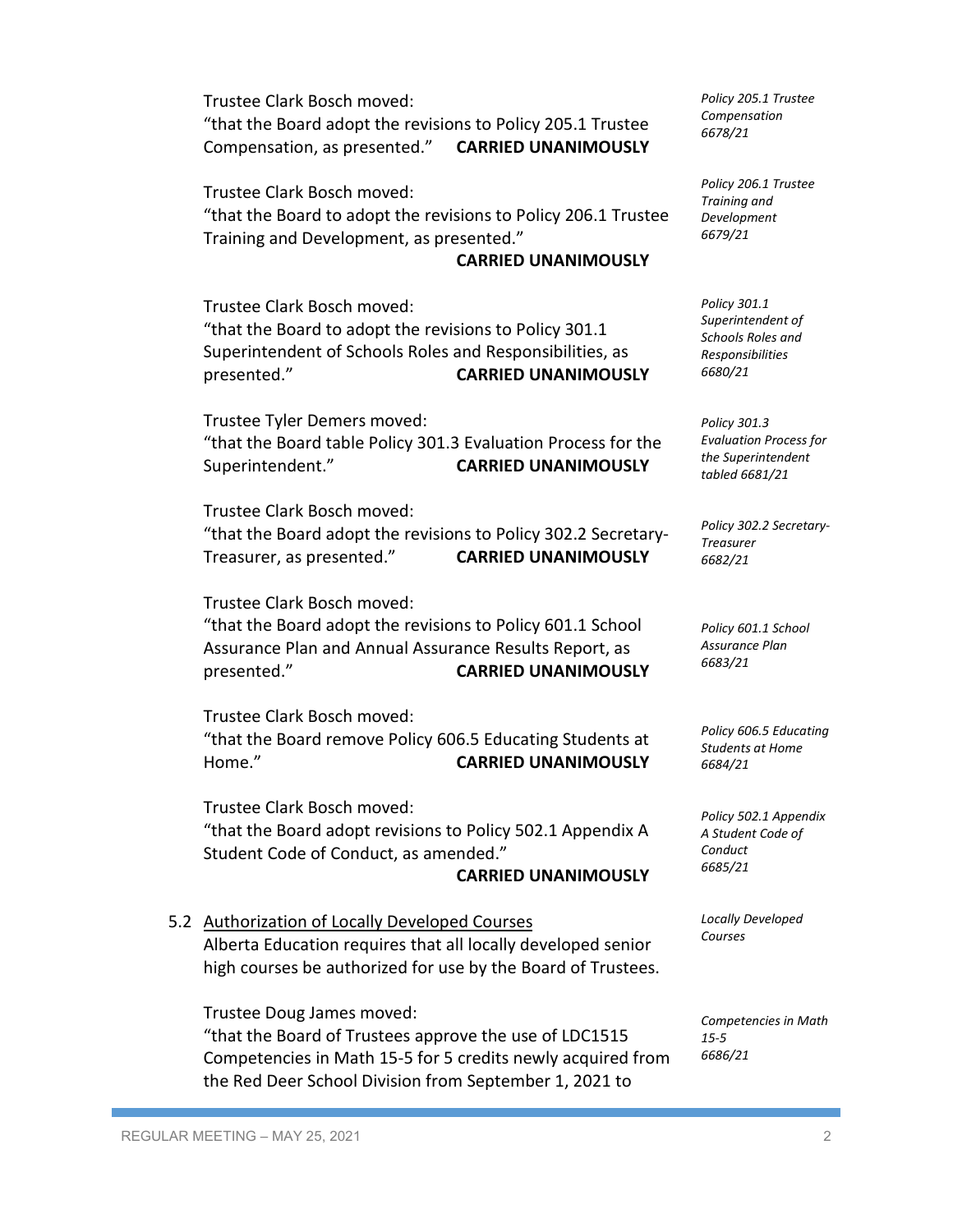Trustee Clark Bosch moved:
"that the Board adopt the revisions to Policy 205.1 Trustee Compensation, as presented." **CARRIED UNANIMOUSLY**

*Policy 205.1 Trustee Compensation 6678/21*

Trustee Clark Bosch moved:
"that the Board to adopt the revisions to Policy 206.1 Trustee Training and Development, as presented."
**CARRIED UNANIMOUSLY**

*Policy 206.1 Trustee Training and Development 6679/21*

Trustee Clark Bosch moved:
"that the Board to adopt the revisions to Policy 301.1 Superintendent of Schools Roles and Responsibilities, as presented." **CARRIED UNANIMOUSLY**

*Policy 301.1 Superintendent of Schools Roles and Responsibilities 6680/21*

Trustee Tyler Demers moved:
"that the Board table Policy 301.3 Evaluation Process for the Superintendent." **CARRIED UNANIMOUSLY**

*Policy 301.3 Evaluation Process for the Superintendent tabled 6681/21*

Trustee Clark Bosch moved:
"that the Board adopt the revisions to Policy 302.2 Secretary-Treasurer, as presented." **CARRIED UNANIMOUSLY**

*Policy 302.2 Secretary-Treasurer 6682/21*

Trustee Clark Bosch moved:
"that the Board adopt the revisions to Policy 601.1 School Assurance Plan and Annual Assurance Results Report, as presented." **CARRIED UNANIMOUSLY**

*Policy 601.1 School Assurance Plan 6683/21*

Trustee Clark Bosch moved:
"that the Board remove Policy 606.5 Educating Students at Home." **CARRIED UNANIMOUSLY**

*Policy 606.5 Educating Students at Home 6684/21*

Trustee Clark Bosch moved:
"that the Board adopt revisions to Policy 502.1 Appendix A Student Code of Conduct, as amended."
**CARRIED UNANIMOUSLY**

*Policy 502.1 Appendix A Student Code of Conduct 6685/21*

5.2 Authorization of Locally Developed Courses
Alberta Education requires that all locally developed senior high courses be authorized for use by the Board of Trustees.

*Locally Developed Courses*

Trustee Doug James moved:
"that the Board of Trustees approve the use of LDC1515 Competencies in Math 15-5 for 5 credits newly acquired from the Red Deer School Division from September 1, 2021 to

*Competencies in Math 15-5 6686/21*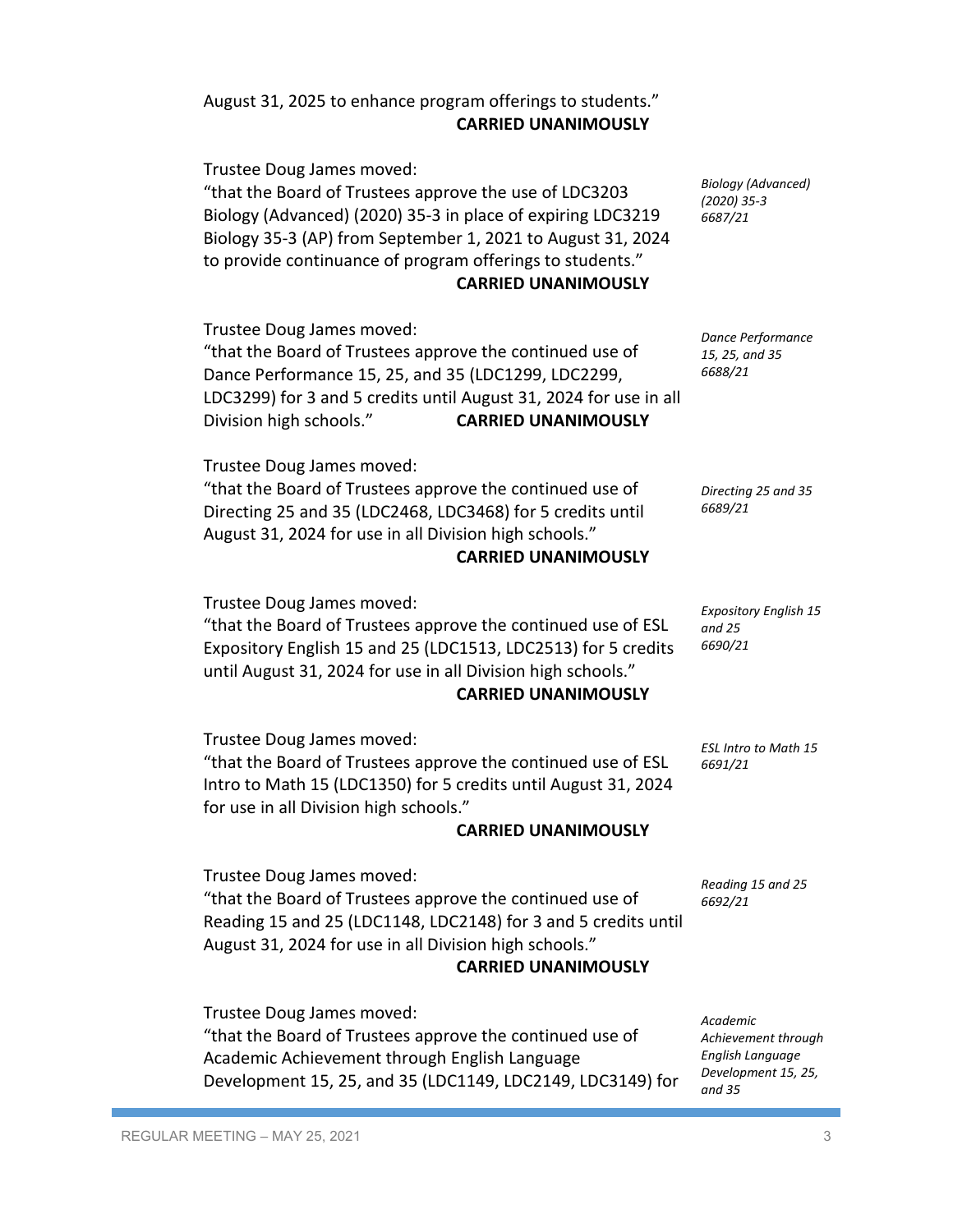August 31, 2025 to enhance program offerings to students."
**CARRIED UNANIMOUSLY**

*Biology (Advanced) (2020) 35-3 6687/21*

Trustee Doug James moved:
"that the Board of Trustees approve the use of LDC3203 Biology (Advanced) (2020) 35-3 in place of expiring LDC3219 Biology 35-3 (AP) from September 1, 2021 to August 31, 2024 to provide continuance of program offerings to students."
**CARRIED UNANIMOUSLY**

*Dance Performance 15, 25, and 35 6688/21*

Trustee Doug James moved:
"that the Board of Trustees approve the continued use of Dance Performance 15, 25, and 35 (LDC1299, LDC2299, LDC3299) for 3 and 5 credits until August 31, 2024 for use in all Division high schools." **CARRIED UNANIMOUSLY**

*Directing 25 and 35 6689/21*

Trustee Doug James moved:
"that the Board of Trustees approve the continued use of Directing 25 and 35 (LDC2468, LDC3468) for 5 credits until August 31, 2024 for use in all Division high schools."
**CARRIED UNANIMOUSLY**

*Expository English 15 and 25 6690/21*

Trustee Doug James moved:
"that the Board of Trustees approve the continued use of ESL Expository English 15 and 25 (LDC1513, LDC2513) for 5 credits until August 31, 2024 for use in all Division high schools."
**CARRIED UNANIMOUSLY**

*ESL Intro to Math 15 6691/21*

Trustee Doug James moved:
"that the Board of Trustees approve the continued use of ESL Intro to Math 15 (LDC1350) for 5 credits until August 31, 2024 for use in all Division high schools."
**CARRIED UNANIMOUSLY**

*Reading 15 and 25 6692/21*

Trustee Doug James moved:
"that the Board of Trustees approve the continued use of Reading 15 and 25 (LDC1148, LDC2148) for 3 and 5 credits until August 31, 2024 for use in all Division high schools."
**CARRIED UNANIMOUSLY**

*Academic Achievement through English Language Development 15, 25, and 35*

Trustee Doug James moved:
"that the Board of Trustees approve the continued use of Academic Achievement through English Language Development 15, 25, and 35 (LDC1149, LDC2149, LDC3149) for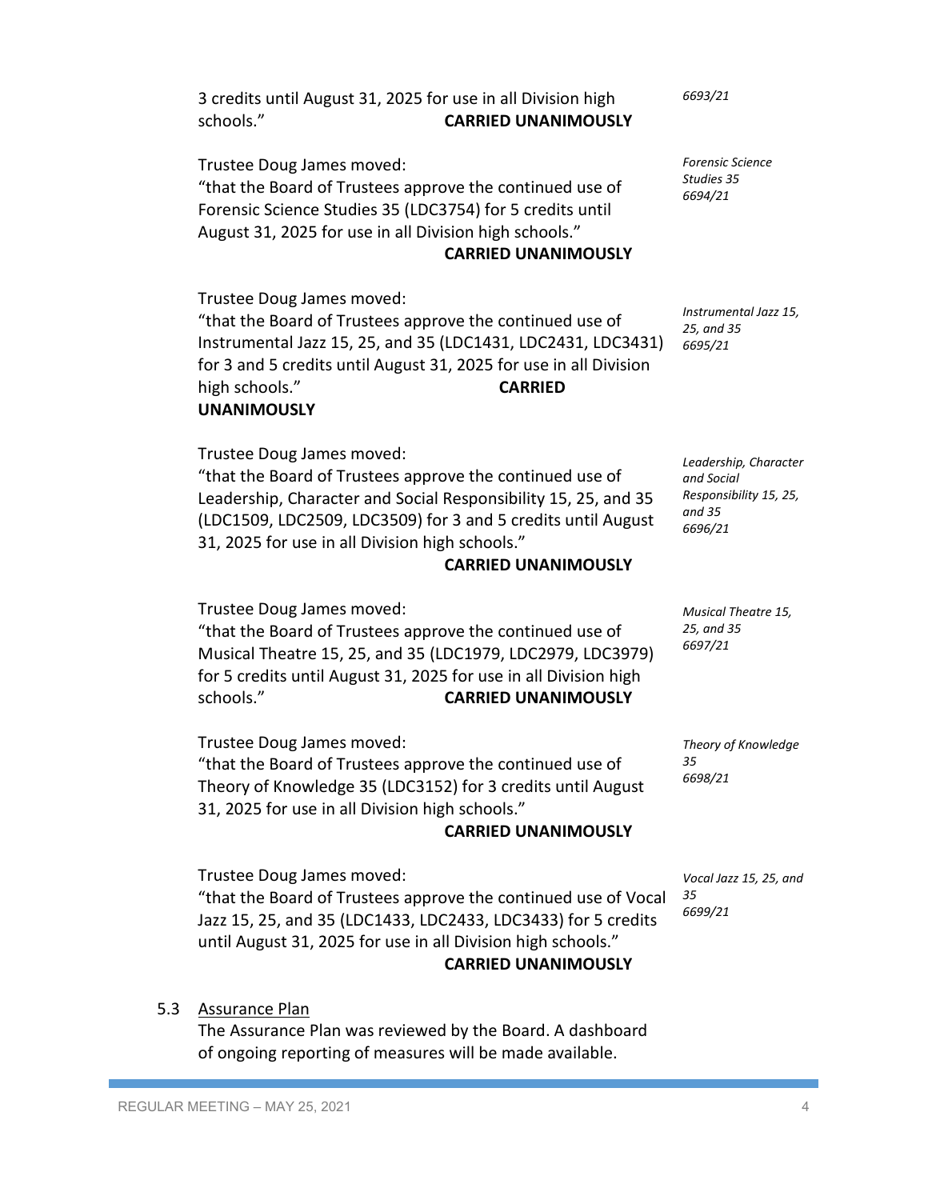3 credits until August 31, 2025 for use in all Division high schools." **CARRIED UNANIMOUSLY**

*6693/21*

*Forensic Science Studies 35*
*6694/21*

Trustee Doug James moved:
"that the Board of Trustees approve the continued use of Forensic Science Studies 35 (LDC3754) for 5 credits until August 31, 2025 for use in all Division high schools."
**CARRIED UNANIMOUSLY**

*Instrumental Jazz 15, 25, and 35*
*6695/21*

Trustee Doug James moved:
"that the Board of Trustees approve the continued use of Instrumental Jazz 15, 25, and 35 (LDC1431, LDC2431, LDC3431) for 3 and 5 credits until August 31, 2025 for use in all Division high schools." **CARRIED UNANIMOUSLY**

*Leadership, Character and Social Responsibility 15, 25, and 35*
*6696/21*

Trustee Doug James moved:
"that the Board of Trustees approve the continued use of Leadership, Character and Social Responsibility 15, 25, and 35 (LDC1509, LDC2509, LDC3509) for 3 and 5 credits until August 31, 2025 for use in all Division high schools."
**CARRIED UNANIMOUSLY**

*Musical Theatre 15, 25, and 35*
*6697/21*

Trustee Doug James moved:
"that the Board of Trustees approve the continued use of Musical Theatre 15, 25, and 35 (LDC1979, LDC2979, LDC3979) for 5 credits until August 31, 2025 for use in all Division high schools." **CARRIED UNANIMOUSLY**

*Theory of Knowledge 35*
*6698/21*

Trustee Doug James moved:
"that the Board of Trustees approve the continued use of Theory of Knowledge 35 (LDC3152) for 3 credits until August 31, 2025 for use in all Division high schools."
**CARRIED UNANIMOUSLY**

*Vocal Jazz 15, 25, and 35*
*6699/21*

Trustee Doug James moved:
"that the Board of Trustees approve the continued use of Vocal Jazz 15, 25, and 35 (LDC1433, LDC2433, LDC3433) for 5 credits until August 31, 2025 for use in all Division high schools."
**CARRIED UNANIMOUSLY**

5.3 Assurance Plan

The Assurance Plan was reviewed by the Board. A dashboard of ongoing reporting of measures will be made available.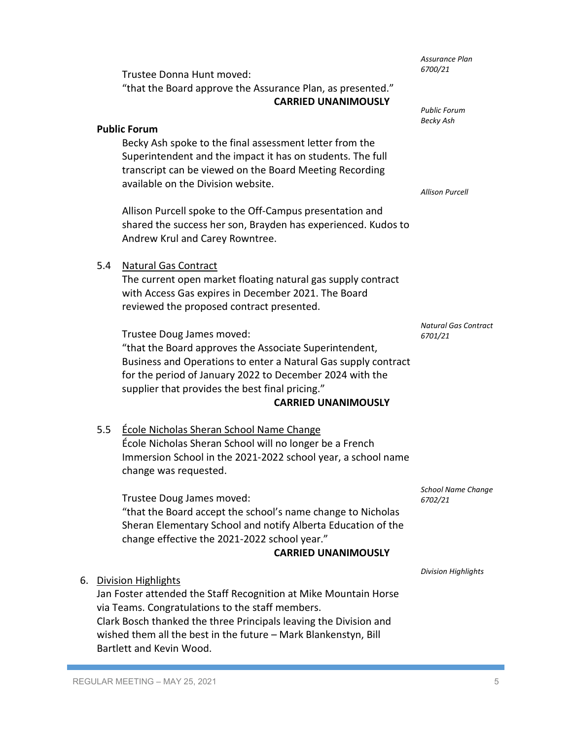*Assurance Plan 6700/21*

Trustee Donna Hunt moved:
"that the Board approve the Assurance Plan, as presented."
**CARRIED UNANIMOUSLY**

*Public Forum Becky Ash*

**Public Forum**

Becky Ash spoke to the final assessment letter from the Superintendent and the impact it has on students. The full transcript can be viewed on the Board Meeting Recording available on the Division website.

*Allison Purcell*

Allison Purcell spoke to the Off-Campus presentation and shared the success her son, Brayden has experienced. Kudos to Andrew Krul and Carey Rowntree.

5.4 Natural Gas Contract

The current open market floating natural gas supply contract with Access Gas expires in December 2021. The Board reviewed the proposed contract presented.

*Natural Gas Contract 6701/21*

Trustee Doug James moved:
"that the Board approves the Associate Superintendent, Business and Operations to enter a Natural Gas supply contract for the period of January 2022 to December 2024 with the supplier that provides the best final pricing."
**CARRIED UNANIMOUSLY**

5.5 École Nicholas Sheran School Name Change

École Nicholas Sheran School will no longer be a French Immersion School in the 2021-2022 school year, a school name change was requested.

*School Name Change 6702/21*

Trustee Doug James moved:
"that the Board accept the school's name change to Nicholas Sheran Elementary School and notify Alberta Education of the change effective the 2021-2022 school year."
**CARRIED UNANIMOUSLY**

*Division Highlights*

6. Division Highlights

Jan Foster attended the Staff Recognition at Mike Mountain Horse via Teams. Congratulations to the staff members.
Clark Bosch thanked the three Principals leaving the Division and wished them all the best in the future – Mark Blankenstyn, Bill Bartlett and Kevin Wood.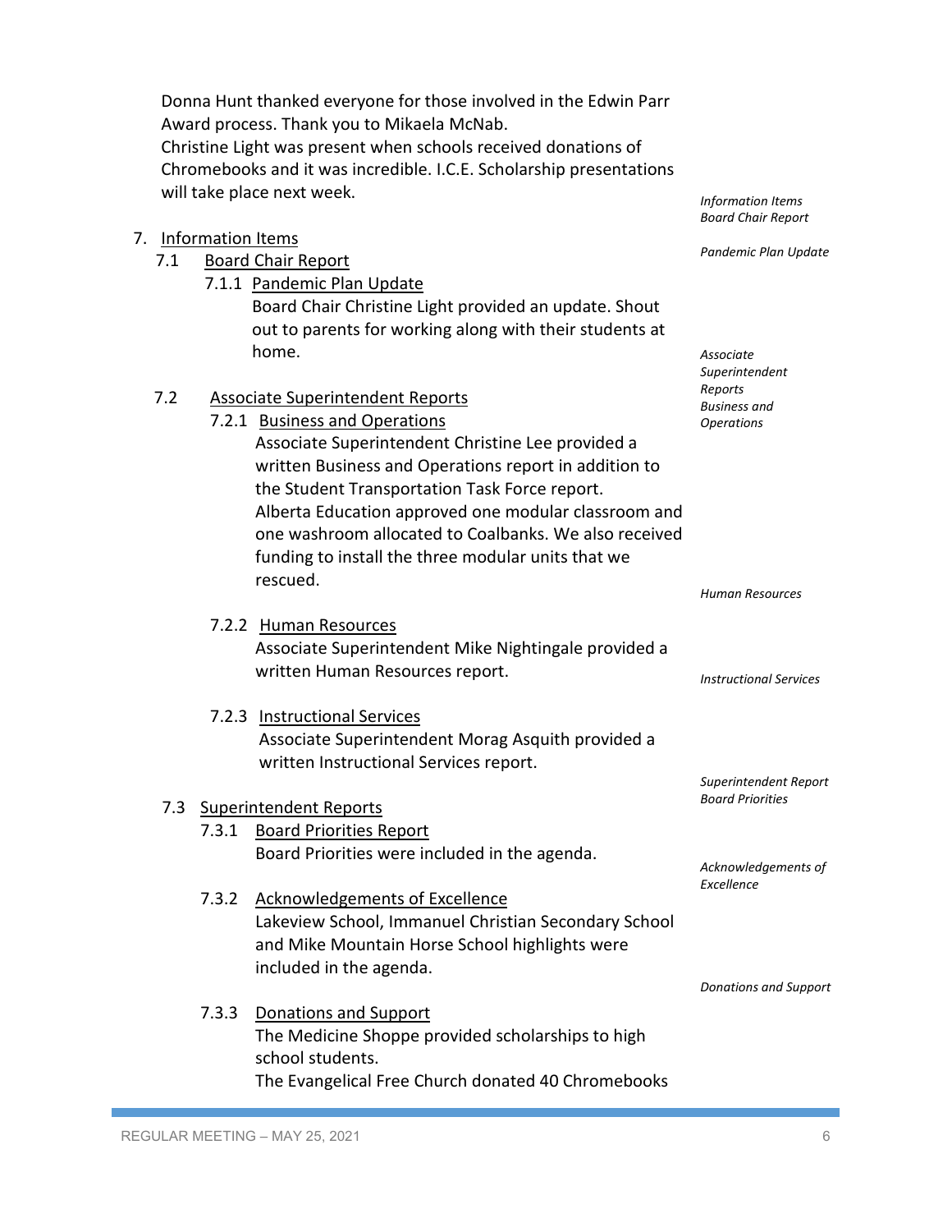Donna Hunt thanked everyone for those involved in the Edwin Parr Award process. Thank you to Mikaela McNab.
Christine Light was present when schools received donations of Chromebooks and it was incredible. I.C.E. Scholarship presentations will take place next week.

*Information Items*
*Board Chair Report*

*Pandemic Plan Update*

7. Information Items
    7.1 Board Chair Report
        7.1.1 Pandemic Plan Update
        Board Chair Christine Light provided an update. Shout out to parents for working along with their students at home.

*Associate Superintendent Reports*
*Business and Operations*

    7.2 Associate Superintendent Reports
        7.2.1 Business and Operations
        Associate Superintendent Christine Lee provided a written Business and Operations report in addition to the Student Transportation Task Force report.
        Alberta Education approved one modular classroom and one washroom allocated to Coalbanks. We also received funding to install the three modular units that we rescued.

*Human Resources*

        7.2.2 Human Resources
        Associate Superintendent Mike Nightingale provided a written Human Resources report.

*Instructional Services*

        7.2.3 Instructional Services
        Associate Superintendent Morag Asquith provided a written Instructional Services report.

*Superintendent Report*
*Board Priorities*

    7.3 Superintendent Reports
        7.3.1 Board Priorities Report
        Board Priorities were included in the agenda.

*Acknowledgements of Excellence*

        7.3.2 Acknowledgements of Excellence
        Lakeview School, Immanuel Christian Secondary School and Mike Mountain Horse School highlights were included in the agenda.

*Donations and Support*

        7.3.3 Donations and Support
        The Medicine Shoppe provided scholarships to high school students.
        The Evangelical Free Church donated 40 Chromebooks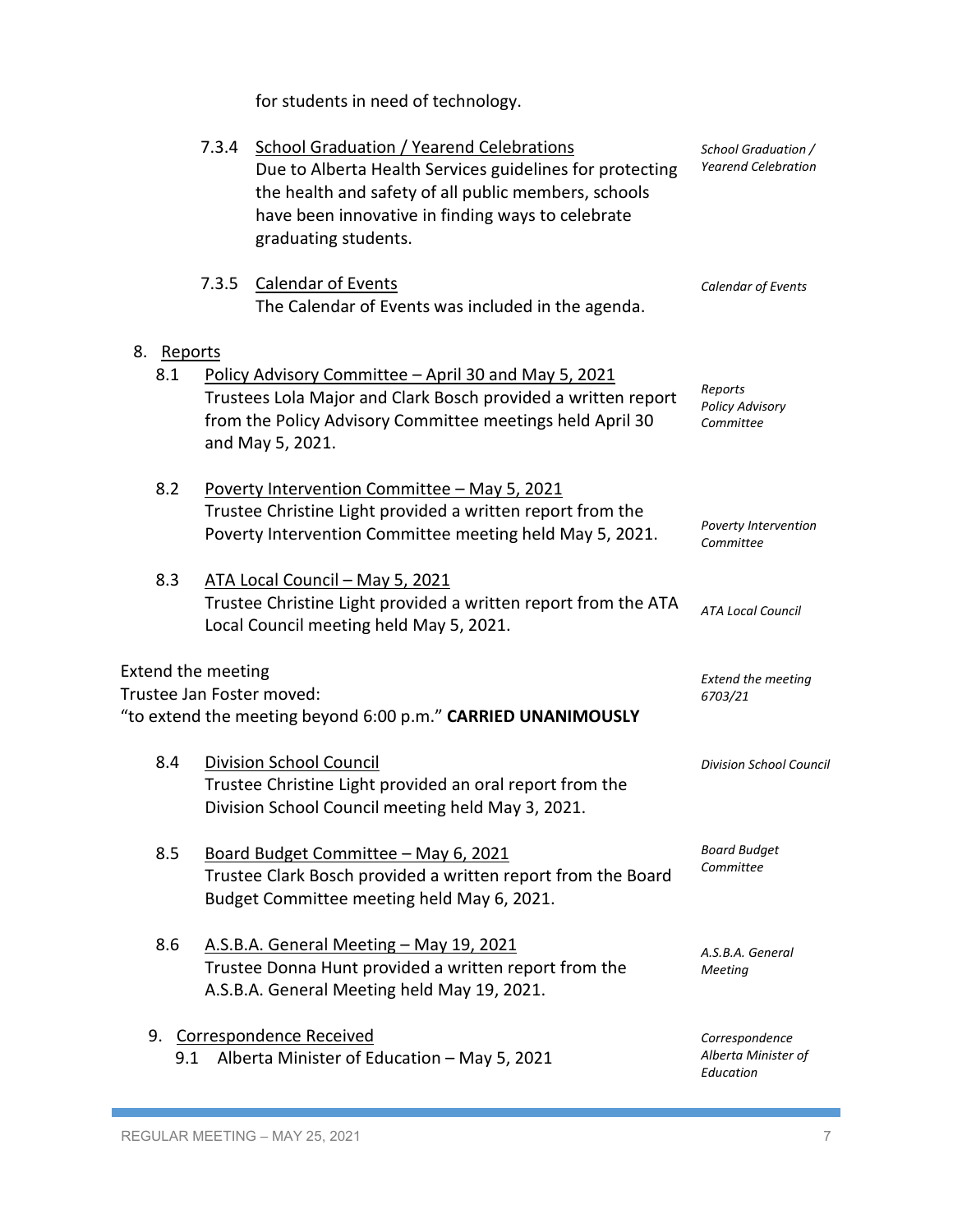for students in need of technology.

7.3.4 <u>School Graduation / Yearend Celebrations</u>
Due to Alberta Health Services guidelines for protecting the health and safety of all public members, schools have been innovative in finding ways to celebrate graduating students.

*School Graduation / Yearend Celebration*

7.3.5 <u>Calendar of Events</u>
The Calendar of Events was included in the agenda.

*Calendar of Events*

8. <u>Reports</u>

8.1 <u>Policy Advisory Committee – April 30 and May 5, 2021</u>
Trustees Lola Major and Clark Bosch provided a written report from the Policy Advisory Committee meetings held April 30 and May 5, 2021.

*Reports Policy Advisory Committee*

8.2 <u>Poverty Intervention Committee – May 5, 2021</u>
Trustee Christine Light provided a written report from the Poverty Intervention Committee meeting held May 5, 2021.

*Poverty Intervention Committee*

8.3 <u>ATA Local Council – May 5, 2021</u>
Trustee Christine Light provided a written report from the ATA Local Council meeting held May 5, 2021.

*ATA Local Council*

Extend the meeting
Trustee Jan Foster moved:
"to extend the meeting beyond 6:00 p.m." **CARRIED UNANIMOUSLY**

*Extend the meeting 6703/21*

8.4 <u>Division School Council</u>
Trustee Christine Light provided an oral report from the Division School Council meeting held May 3, 2021.

*Division School Council*

8.5 <u>Board Budget Committee – May 6, 2021</u>
Trustee Clark Bosch provided a written report from the Board Budget Committee meeting held May 6, 2021.

*Board Budget Committee*

8.6 <u>A.S.B.A. General Meeting – May 19, 2021</u>
Trustee Donna Hunt provided a written report from the A.S.B.A. General Meeting held May 19, 2021.

*A.S.B.A. General Meeting*

9. <u>Correspondence Received</u>

9.1 Alberta Minister of Education – May 5, 2021

*Correspondence Alberta Minister of Education*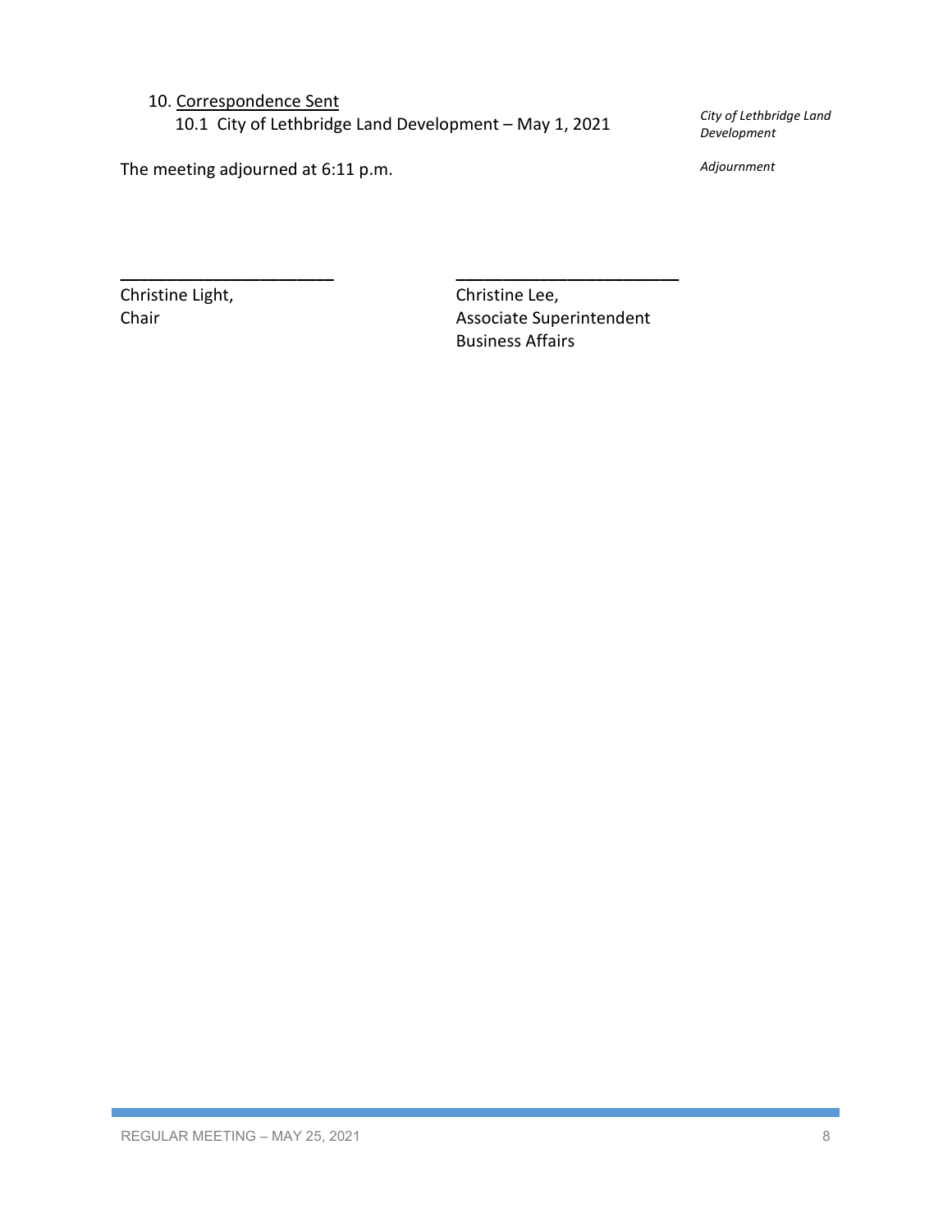10. <u>Correspondence Sent</u>

   10.1 City of Lethbridge Land Development – May 1, 2021

*City of Lethbridge Land Development*

The meeting adjourned at 6:11 p.m.

*Adjournment*

\_\_\_\_\_\_\_\_\_\_\_\_\_\_\_\_\_\_\_\_\_\_\_\_
Christine Light,
Chair

\_\_\_\_\_\_\_\_\_\_\_\_\_\_\_\_\_\_\_\_\_\_\_\_
Christine Lee,
Associate Superintendent
Business Affairs